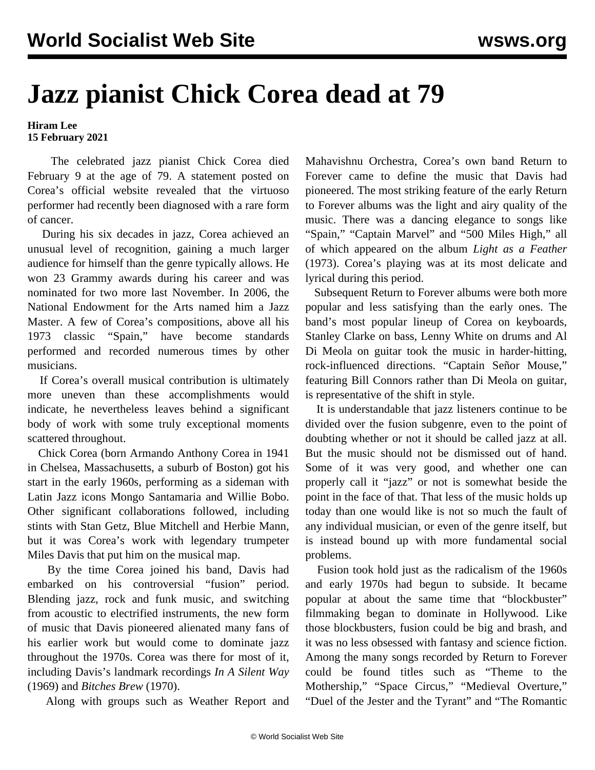# Jazz pianist Chick Corea dead at 79

**Hiram Lee**
**15 February 2021**

The celebrated jazz pianist Chick Corea died February 9 at the age of 79. A statement posted on Corea's official website revealed that the virtuoso performer had recently been diagnosed with a rare form of cancer.

During his six decades in jazz, Corea achieved an unusual level of recognition, gaining a much larger audience for himself than the genre typically allows. He won 23 Grammy awards during his career and was nominated for two more last November. In 2006, the National Endowment for the Arts named him a Jazz Master. A few of Corea's compositions, above all his 1973 classic "Spain," have become standards performed and recorded numerous times by other musicians.

If Corea's overall musical contribution is ultimately more uneven than these accomplishments would indicate, he nevertheless leaves behind a significant body of work with some truly exceptional moments scattered throughout.

Chick Corea (born Armando Anthony Corea in 1941 in Chelsea, Massachusetts, a suburb of Boston) got his start in the early 1960s, performing as a sideman with Latin Jazz icons Mongo Santamaria and Willie Bobo. Other significant collaborations followed, including stints with Stan Getz, Blue Mitchell and Herbie Mann, but it was Corea's work with legendary trumpeter Miles Davis that put him on the musical map.

By the time Corea joined his band, Davis had embarked on his controversial "fusion" period. Blending jazz, rock and funk music, and switching from acoustic to electrified instruments, the new form of music that Davis pioneered alienated many fans of his earlier work but would come to dominate jazz throughout the 1970s. Corea was there for most of it, including Davis's landmark recordings *In A Silent Way* (1969) and *Bitches Brew* (1970).

Along with groups such as Weather Report and Mahavishnu Orchestra, Corea's own band Return to Forever came to define the music that Davis had pioneered. The most striking feature of the early Return to Forever albums was the light and airy quality of the music. There was a dancing elegance to songs like "Spain," "Captain Marvel" and "500 Miles High," all of which appeared on the album *Light as a Feather* (1973). Corea's playing was at its most delicate and lyrical during this period.

Subsequent Return to Forever albums were both more popular and less satisfying than the early ones. The band's most popular lineup of Corea on keyboards, Stanley Clarke on bass, Lenny White on drums and Al Di Meola on guitar took the music in harder-hitting, rock-influenced directions. "Captain Señor Mouse," featuring Bill Connors rather than Di Meola on guitar, is representative of the shift in style.

It is understandable that jazz listeners continue to be divided over the fusion subgenre, even to the point of doubting whether or not it should be called jazz at all. But the music should not be dismissed out of hand. Some of it was very good, and whether one can properly call it "jazz" or not is somewhat beside the point in the face of that. That less of the music holds up today than one would like is not so much the fault of any individual musician, or even of the genre itself, but is instead bound up with more fundamental social problems.

Fusion took hold just as the radicalism of the 1960s and early 1970s had begun to subside. It became popular at about the same time that "blockbuster" filmmaking began to dominate in Hollywood. Like those blockbusters, fusion could be big and brash, and it was no less obsessed with fantasy and science fiction. Among the many songs recorded by Return to Forever could be found titles such as "Theme to the Mothership," "Space Circus," "Medieval Overture," "Duel of the Jester and the Tyrant" and "The Romantic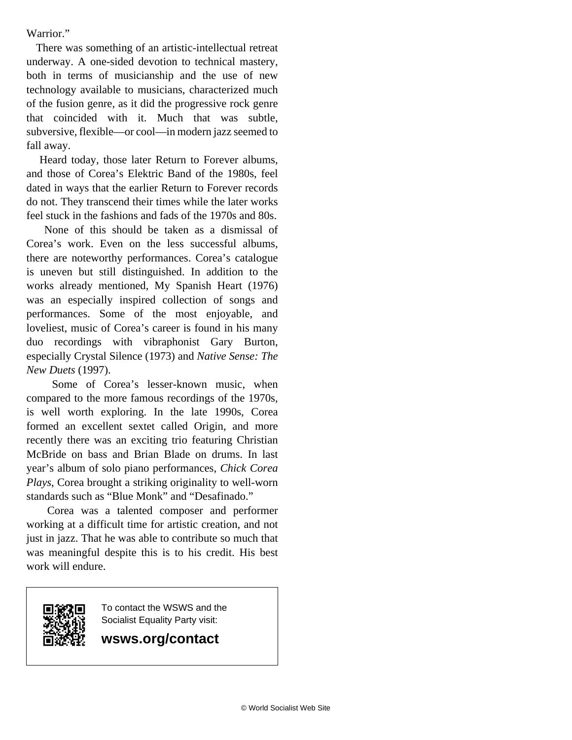Warrior."

There was something of an artistic-intellectual retreat underway. A one-sided devotion to technical mastery, both in terms of musicianship and the use of new technology available to musicians, characterized much of the fusion genre, as it did the progressive rock genre that coincided with it. Much that was subtle, subversive, flexible—or cool—in modern jazz seemed to fall away.

Heard today, those later Return to Forever albums, and those of Corea's Elektric Band of the 1980s, feel dated in ways that the earlier Return to Forever records do not. They transcend their times while the later works feel stuck in the fashions and fads of the 1970s and 80s.

None of this should be taken as a dismissal of Corea's work. Even on the less successful albums, there are noteworthy performances. Corea's catalogue is uneven but still distinguished. In addition to the works already mentioned, My Spanish Heart (1976) was an especially inspired collection of songs and performances. Some of the most enjoyable, and loveliest, music of Corea's career is found in his many duo recordings with vibraphonist Gary Burton, especially Crystal Silence (1973) and *Native Sense: The New Duets* (1997).

Some of Corea's lesser-known music, when compared to the more famous recordings of the 1970s, is well worth exploring. In the late 1990s, Corea formed an excellent sextet called Origin, and more recently there was an exciting trio featuring Christian McBride on bass and Brian Blade on drums. In last year's album of solo piano performances, *Chick Corea Plays*, Corea brought a striking originality to well-worn standards such as "Blue Monk" and "Desafinado."

Corea was a talented composer and performer working at a difficult time for artistic creation, and not just in jazz. That he was able to contribute so much that was meaningful despite this is to his credit. His best work will endure.

To contact the WSWS and the Socialist Equality Party visit:

**wsws.org/contact**